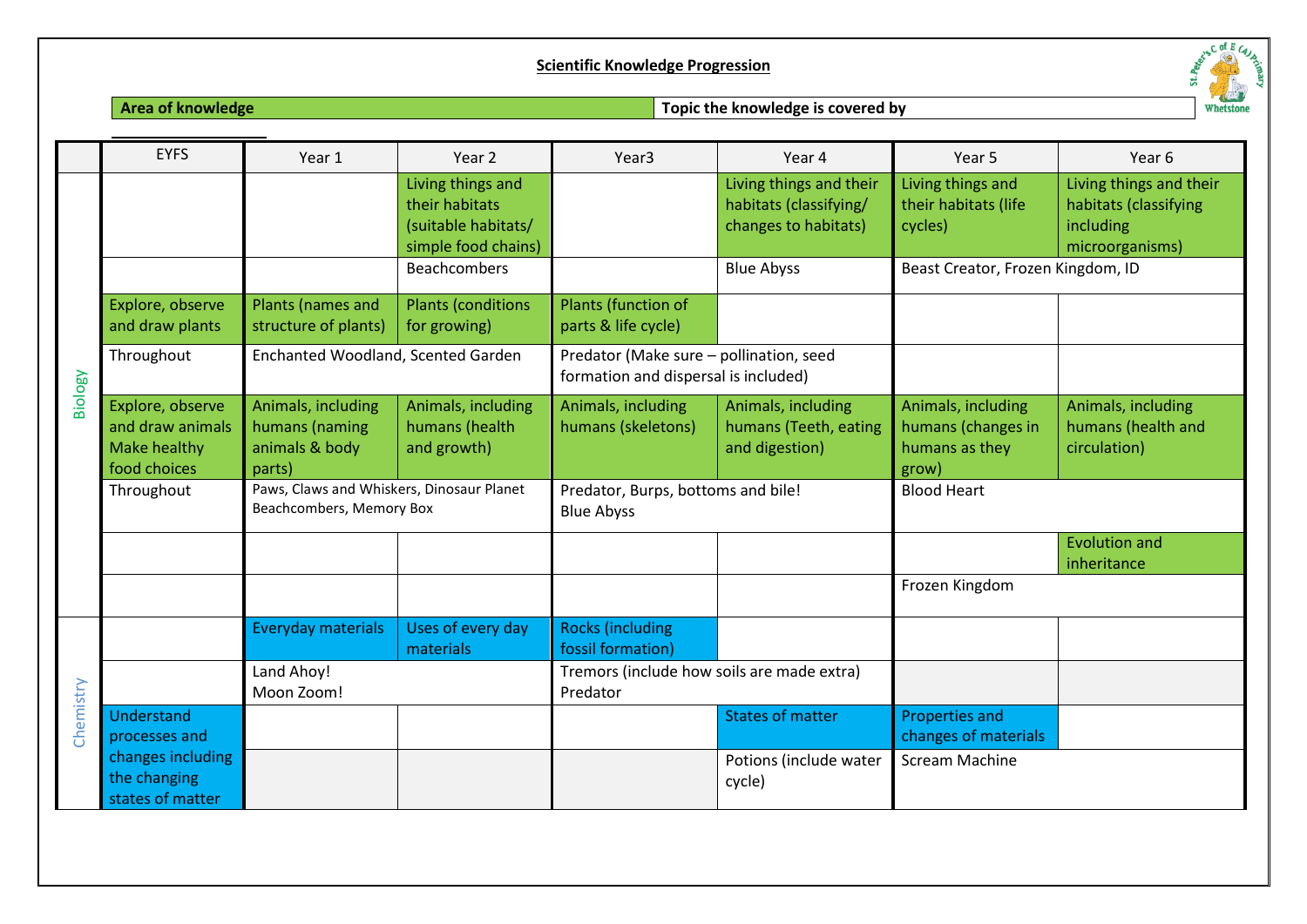**Scientific Knowledge Progression**

| **Area of knowledge** | **Topic the knowledge is covered by** |
|---|---|

| | EYFS | Year 1 | Year 2 | Year3 | Year 4 | Year 5 | Year 6 |
|---|---|---|---|---|---|---|---|
| Biology | | | Living things and their habitats (suitable habitats/ simple food chains) | | Living things and their habitats (classifying/ changes to habitats) | Living things and their habitats (life cycles) | Living things and their habitats (classifying including microorganisms) |
| | | | Beachcombers | | Blue Abyss | Beast Creator, Frozen Kingdom, ID | |
| | Explore, observe and draw plants | Plants (names and structure of plants) | Plants (conditions for growing) | Plants (function of parts & life cycle) | | | |
| | Throughout | Enchanted Woodland, Scented Garden | | Predator (Make sure – pollination, seed formation and dispersal is included) | | | |
| | Explore, observe and draw animals Make healthy food choices | Animals, including humans (naming animals & body parts) | Animals, including humans (health and growth) | Animals, including humans (skeletons) | Animals, including humans (Teeth, eating and digestion) | Animals, including humans (changes in humans as they grow) | Animals, including humans (health and circulation) |
| | Throughout | Paws, Claws and Whiskers, Dinosaur Planet Beachcombers, Memory Box | | Predator, Burps, bottoms and bile! Blue Abyss | | Blood Heart | |
| | | | | | | | Evolution and inheritance |
| | | | | | | Frozen Kingdom | |
| Chemistry | | Everyday materials | Uses of every day materials | Rocks (including fossil formation) | | | |
| | | Land Ahoy! Moon Zoom! | | Tremors (include how soils are made extra) Predator | | | |
| | Understand processes and changes including the changing states of matter | | | | States of matter | Properties and changes of materials | |
| | | | | | Potions (include water cycle) | Scream Machine | |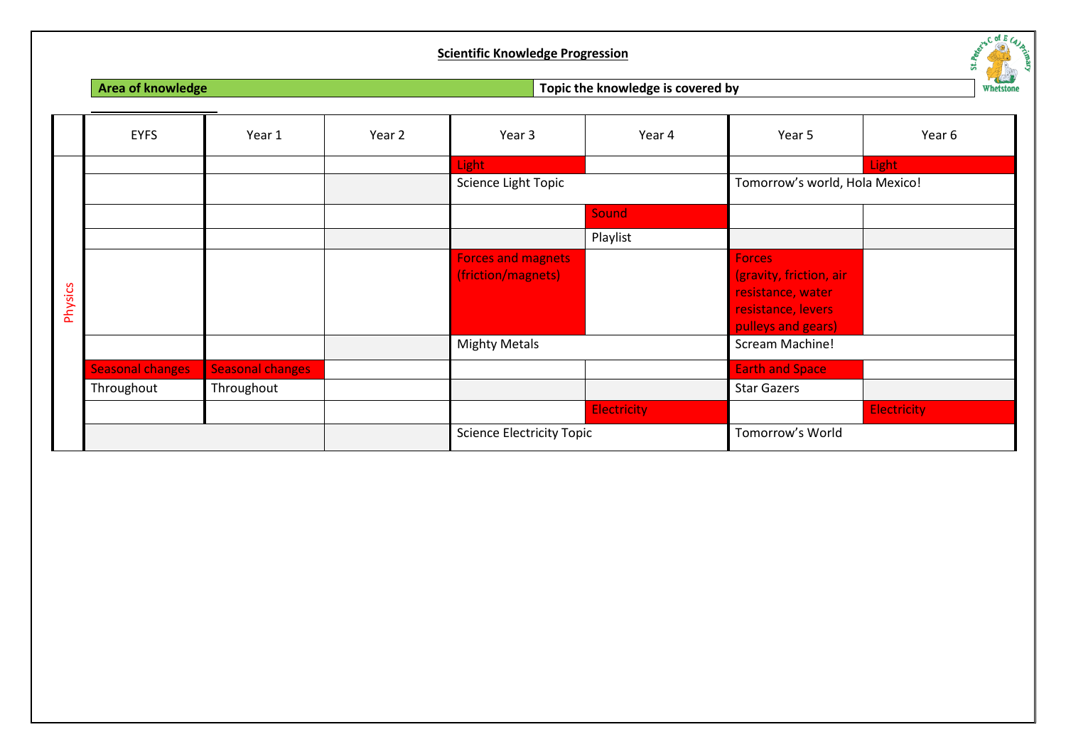**Scientific Knowledge Progression**

| Area of knowledge | Topic the knowledge is covered by |
|---|---|

| | EYFS | Year 1 | Year 2 | Year 3 | Year 4 | Year 5 | Year 6 |
|---|---|---|---|---|---|---|---|
| Physics | | | | Light | | | Light |
| | | | | Science Light Topic | | Tomorrow's world, Hola Mexico! | |
| | | | | | Sound | | |
| | | | | | Playlist | | |
| | | | | Forces and magnets (friction/magnets) | | Forces (gravity, friction, air resistance, water resistance, levers pulleys and gears) | |
| | | | | Mighty Metals | | Scream Machine! | |
| | Seasonal changes | Seasonal changes | | | | Earth and Space | |
| | Throughout | Throughout | | | | Star Gazers | |
| | | | | | Electricity | | Electricity |
| | | | | Science Electricity Topic | | Tomorrow's World | |